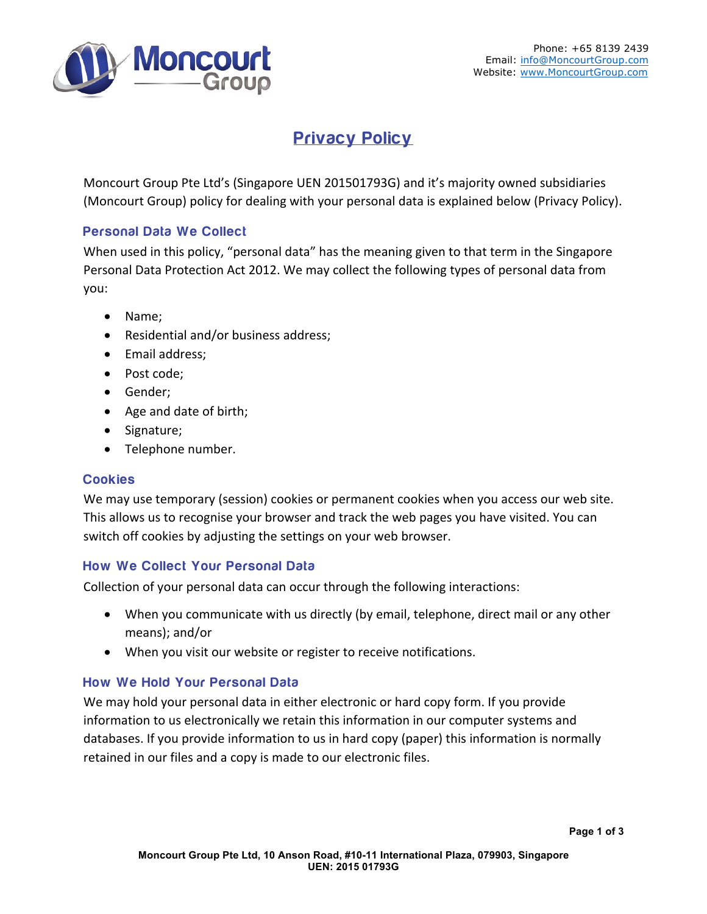Phone: +65 8139 2439
Email: info@MoncourtGroup.com
Website: www.MoncourtGroup.com

# Privacy Policy

Moncourt Group Pte Ltd's (Singapore UEN 201501793G) and it's majority owned subsidiaries (Moncourt Group) policy for dealing with your personal data is explained below (Privacy Policy).

## Personal Data We Collect

When used in this policy, "personal data" has the meaning given to that term in the Singapore Personal Data Protection Act 2012. We may collect the following types of personal data from you:

- Name;
- Residential and/or business address;
- Email address;
- Post code;
- Gender;
- Age and date of birth;
- Signature;
- Telephone number.

## Cookies

We may use temporary (session) cookies or permanent cookies when you access our web site. This allows us to recognise your browser and track the web pages you have visited. You can switch off cookies by adjusting the settings on your web browser.

## How We Collect Your Personal Data

Collection of your personal data can occur through the following interactions:

- When you communicate with us directly (by email, telephone, direct mail or any other means); and/or
- When you visit our website or register to receive notifications.

## How We Hold Your Personal Data

We may hold your personal data in either electronic or hard copy form. If you provide information to us electronically we retain this information in our computer systems and databases. If you provide information to us in hard copy (paper) this information is normally retained in our files and a copy is made to our electronic files.

**Moncourt Group Pte Ltd, 10 Anson Road, #10-11 International Plaza, 079903, Singapore**
**UEN: 2015 01793G**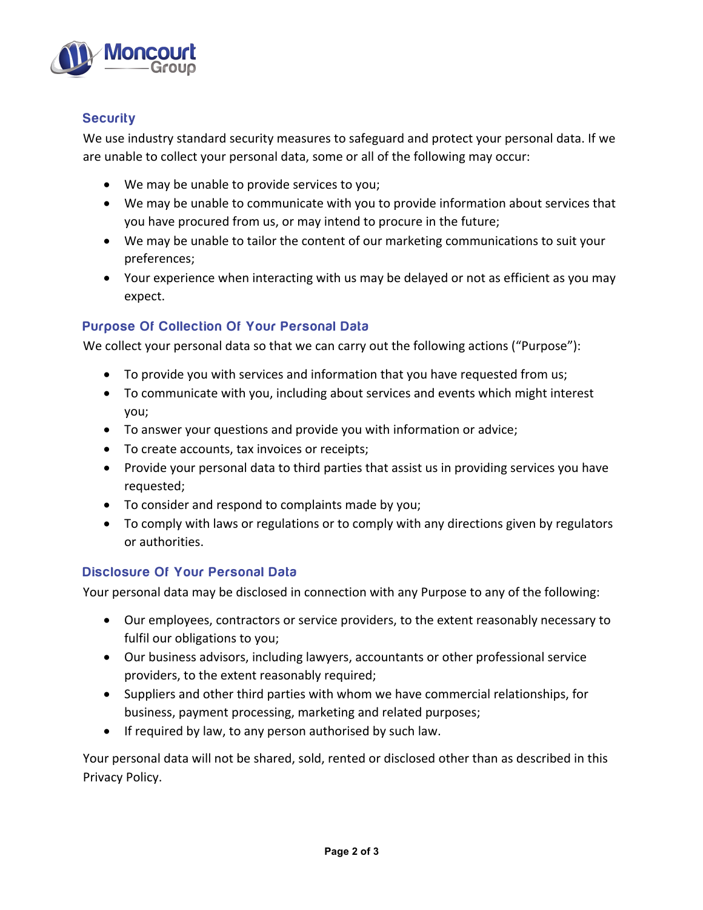## Security

We use industry standard security measures to safeguard and protect your personal data. If we are unable to collect your personal data, some or all of the following may occur:

- We may be unable to provide services to you;
- We may be unable to communicate with you to provide information about services that you have procured from us, or may intend to procure in the future;
- We may be unable to tailor the content of our marketing communications to suit your preferences;
- Your experience when interacting with us may be delayed or not as efficient as you may expect.

## Purpose Of Collection Of Your Personal Data

We collect your personal data so that we can carry out the following actions ("Purpose"):

- To provide you with services and information that you have requested from us;
- To communicate with you, including about services and events which might interest you;
- To answer your questions and provide you with information or advice;
- To create accounts, tax invoices or receipts;
- Provide your personal data to third parties that assist us in providing services you have requested;
- To consider and respond to complaints made by you;
- To comply with laws or regulations or to comply with any directions given by regulators or authorities.

## Disclosure Of Your Personal Data

Your personal data may be disclosed in connection with any Purpose to any of the following:

- Our employees, contractors or service providers, to the extent reasonably necessary to fulfil our obligations to you;
- Our business advisors, including lawyers, accountants or other professional service providers, to the extent reasonably required;
- Suppliers and other third parties with whom we have commercial relationships, for business, payment processing, marketing and related purposes;
- If required by law, to any person authorised by such law.

Your personal data will not be shared, sold, rented or disclosed other than as described in this Privacy Policy.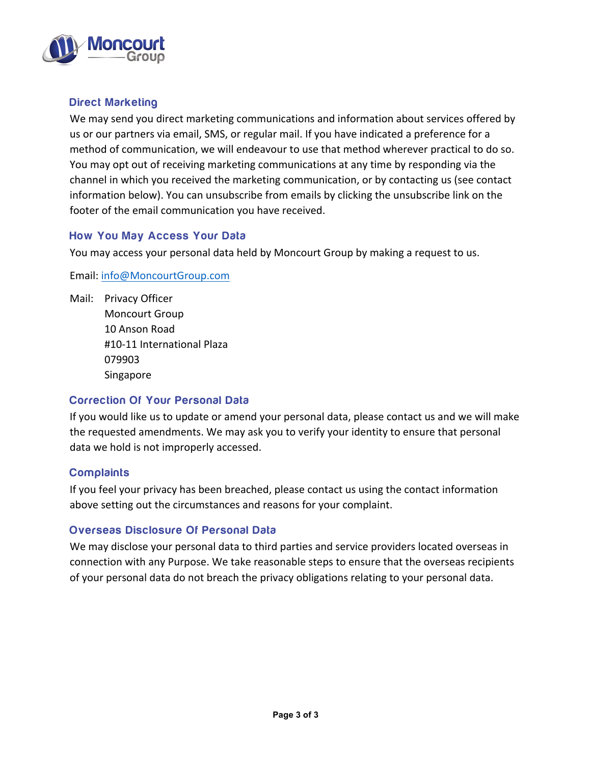## Direct Marketing

We may send you direct marketing communications and information about services offered by us or our partners via email, SMS, or regular mail. If you have indicated a preference for a method of communication, we will endeavour to use that method wherever practical to do so. You may opt out of receiving marketing communications at any time by responding via the channel in which you received the marketing communication, or by contacting us (see contact information below). You can unsubscribe from emails by clicking the unsubscribe link on the footer of the email communication you have received.

## How You May Access Your Data

You may access your personal data held by Moncourt Group by making a request to us.

Email: info@MoncourtGroup.com

Mail: Privacy Officer
Moncourt Group
10 Anson Road
#10-11 International Plaza
079903
Singapore

## Correction Of Your Personal Data

If you would like us to update or amend your personal data, please contact us and we will make the requested amendments. We may ask you to verify your identity to ensure that personal data we hold is not improperly accessed.

## Complaints

If you feel your privacy has been breached, please contact us using the contact information above setting out the circumstances and reasons for your complaint.

## Overseas Disclosure Of Personal Data

We may disclose your personal data to third parties and service providers located overseas in connection with any Purpose. We take reasonable steps to ensure that the overseas recipients of your personal data do not breach the privacy obligations relating to your personal data.